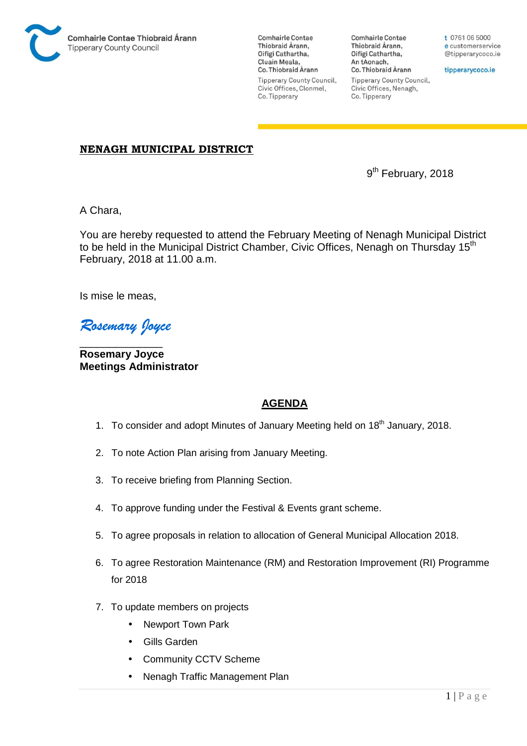Comhairle Contae Thiobraid Árann
Tipperary County Council

Comhairle Contae Thiobraid Árann, Oifigí Cathartha, Cluain Meala, Co. Thiobraid Árann
Tipperary County Council, Civic Offices, Clonmel, Co. Tipperary

Comhairle Contae Thiobraid Árann, Oifigí Cathartha, An tAonach, Co. Thiobraid Árann
Tipperary County Council, Civic Offices, Nenagh, Co. Tipperary

t 0761 06 5000
e customerservice
@tipperarycoco.ie

tipperarycoco.ie

**NENAGH MUNICIPAL DISTRICT**

9th February, 2018

A Chara,

You are hereby requested to attend the February Meeting of Nenagh Municipal District to be held in the Municipal District Chamber, Civic Offices, Nenagh on Thursday 15th February, 2018 at 11.00 a.m.

Is mise le meas,

*Rosemary Joyce*

**Rosemary Joyce**
**Meetings Administrator**

## AGENDA

1. To consider and adopt Minutes of January Meeting held on 18th January, 2018.
2. To note Action Plan arising from January Meeting.
3. To receive briefing from Planning Section.
4. To approve funding under the Festival & Events grant scheme.
5. To agree proposals in relation to allocation of General Municipal Allocation 2018.
6. To agree Restoration Maintenance (RM) and Restoration Improvement (RI) Programme for 2018
7. To update members on projects
   - Newport Town Park
   - Gills Garden
   - Community CCTV Scheme
   - Nenagh Traffic Management Plan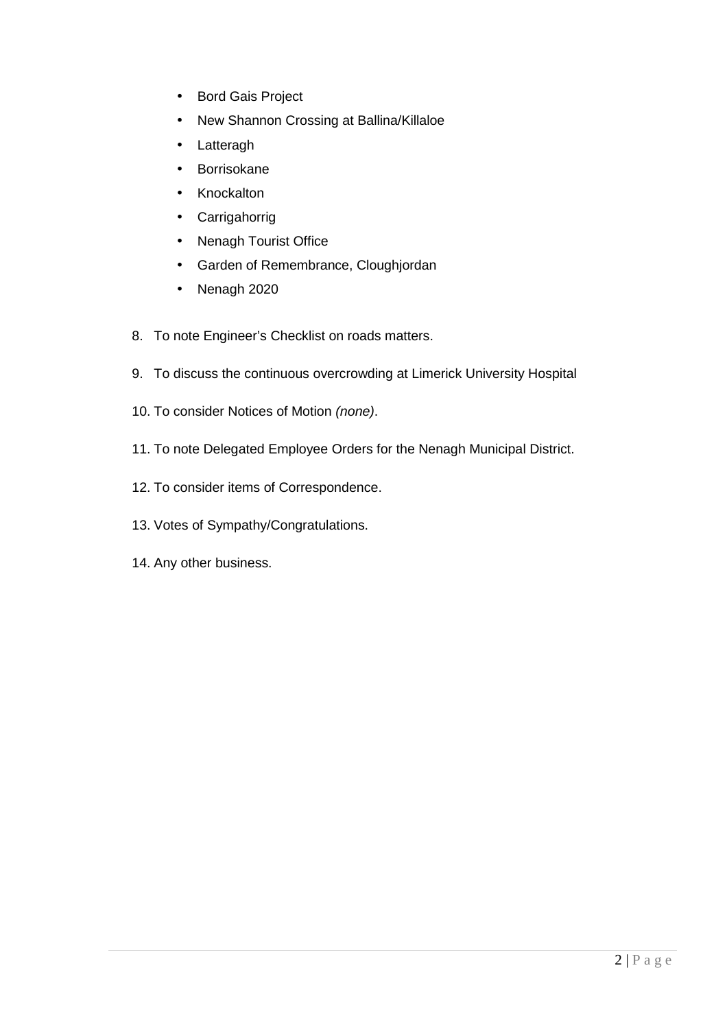- Bord Gais Project
- New Shannon Crossing at Ballina/Killaloe
- Latteragh
- Borrisokane
- Knockalton
- Carrigahorrig
- Nenagh Tourist Office
- Garden of Remembrance, Cloughjordan
- Nenagh 2020

8. To note Engineer's Checklist on roads matters.

9. To discuss the continuous overcrowding at Limerick University Hospital

10. To consider Notices of Motion *(none)*.

11. To note Delegated Employee Orders for the Nenagh Municipal District.

12. To consider items of Correspondence.

13. Votes of Sympathy/Congratulations.

14. Any other business.